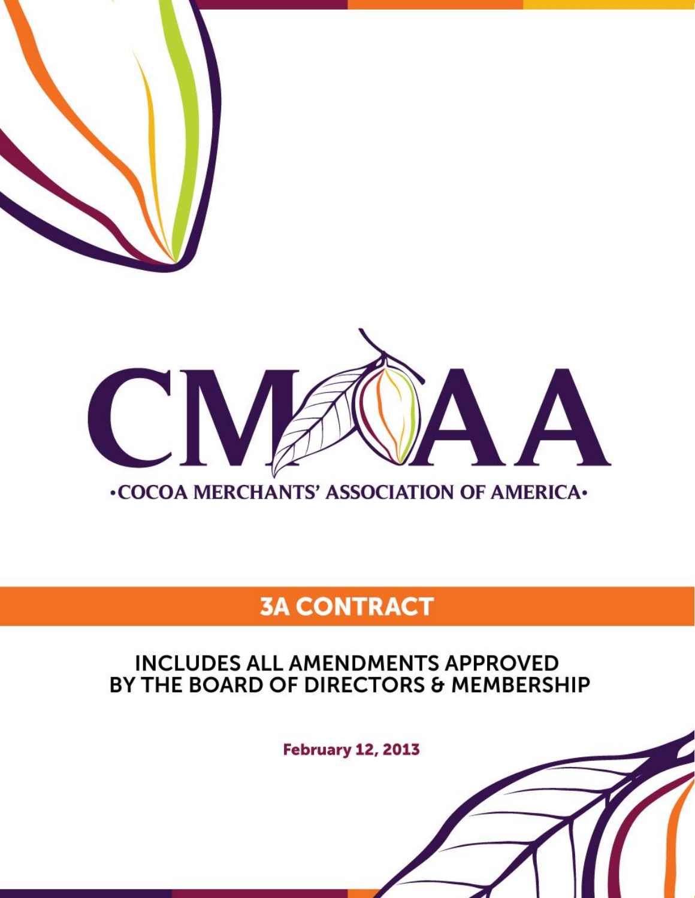# CMAA

**·COCOA MERCHANTS' ASSOCIATION OF AMERICA·**

## 3A CONTRACT

### INCLUDES ALL AMENDMENTS APPROVED BY THE BOARD OF DIRECTORS & MEMBERSHIP

**February 12, 2013**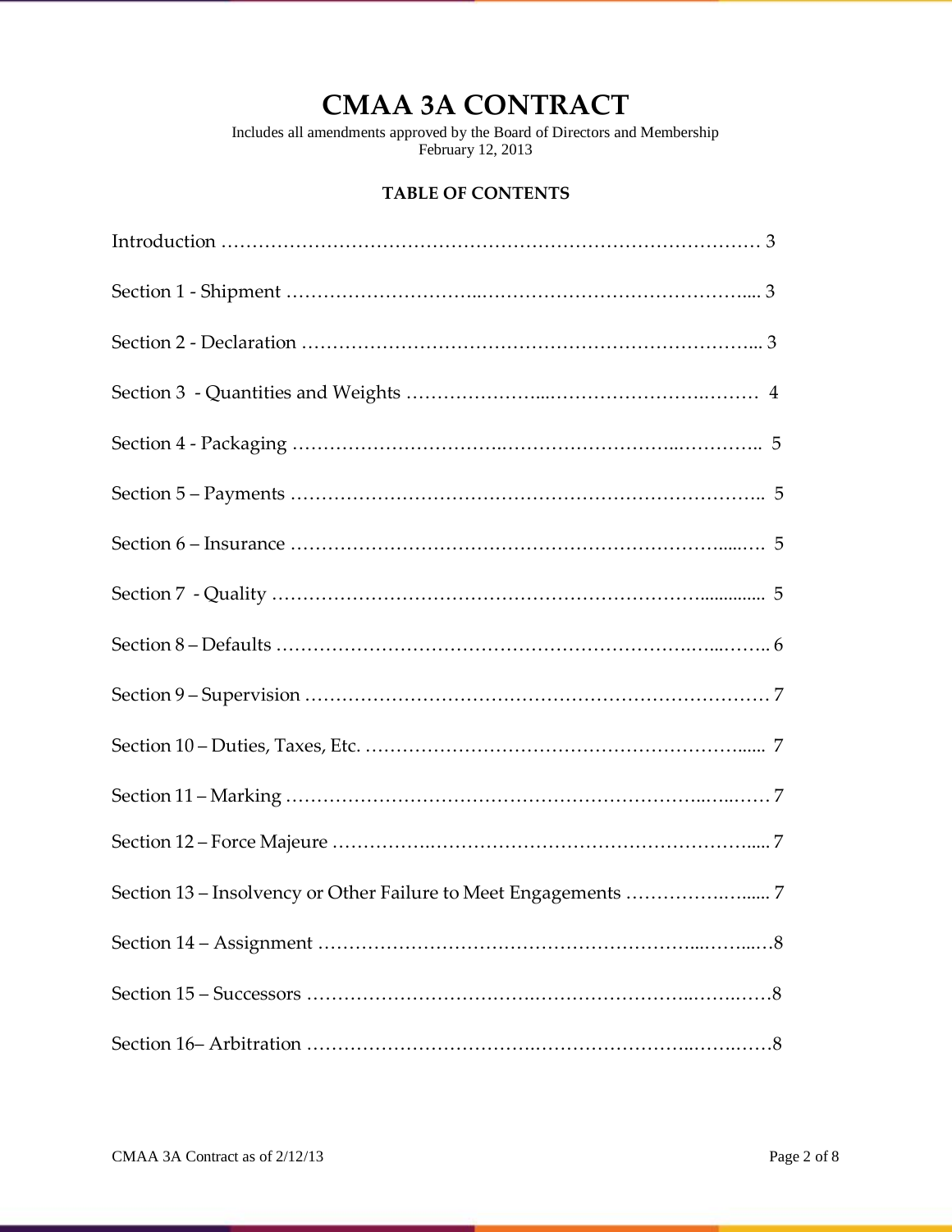# CMAA 3A CONTRACT

Includes all amendments approved by the Board of Directors and Membership
February 12, 2013

**TABLE OF CONTENTS**

Introduction ……………………………………………………………………………… 3

Section 1 - Shipment ………………………..…………………………………….... 3

Section 2 - Declaration ………………………………………………………….... 3

Section 3 - Quantities and Weights …………………...……………………….……… 4

Section 4 - Packaging ……………………….……………………...………….. 5

Section 5 – Payments ……………………………………………………………….. 5

Section 6 – Insurance ………………………………………………………......…. 5

Section 7 - Quality ……………………………………………………….............. 5

Section 8 – Defaults ………………………………………………………….…...……. 6

Section 9 – Supervision ……………………………………………………………… 7

Section 10 – Duties, Taxes, Etc. ……………………………………………………...... 7

Section 11 – Marking …………………………………………………………..…..…… 7

Section 12 – Force Majeure ……………….……………………………….…………..... 7

Section 13 – Insolvency or Other Failure to Meet Engagements ………………..…..... 7

Section 14 – Assignment …………………………………………………...……...…8

Section 15 – Successors ……………………………….…………………….……..……8

Section 16– Arbitration ……………………………….…………………….……..……8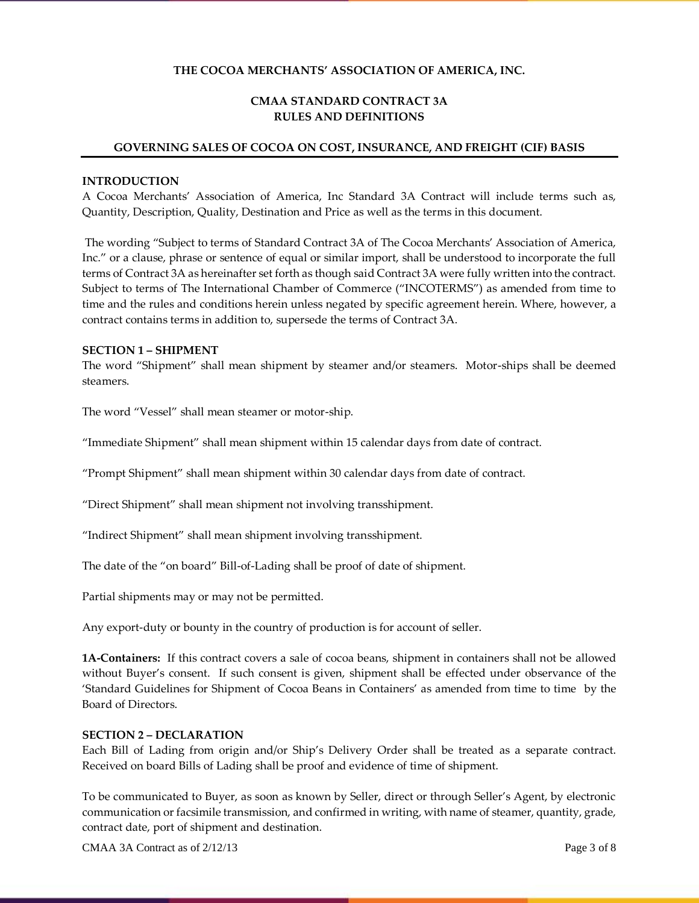**THE COCOA MERCHANTS' ASSOCIATION OF AMERICA, INC.**

**CMAA STANDARD CONTRACT 3A**
**RULES AND DEFINITIONS**

**GOVERNING SALES OF COCOA ON COST, INSURANCE, AND FREIGHT (CIF) BASIS**

## INTRODUCTION

A Cocoa Merchants' Association of America, Inc Standard 3A Contract will include terms such as, Quantity, Description, Quality, Destination and Price as well as the terms in this document.

The wording "Subject to terms of Standard Contract 3A of The Cocoa Merchants' Association of America, Inc." or a clause, phrase or sentence of equal or similar import, shall be understood to incorporate the full terms of Contract 3A as hereinafter set forth as though said Contract 3A were fully written into the contract. Subject to terms of The International Chamber of Commerce ("INCOTERMS") as amended from time to time and the rules and conditions herein unless negated by specific agreement herein. Where, however, a contract contains terms in addition to, supersede the terms of Contract 3A.

## SECTION 1 – SHIPMENT

The word "Shipment" shall mean shipment by steamer and/or steamers. Motor-ships shall be deemed steamers.

The word "Vessel" shall mean steamer or motor-ship.

"Immediate Shipment" shall mean shipment within 15 calendar days from date of contract.

"Prompt Shipment" shall mean shipment within 30 calendar days from date of contract.

"Direct Shipment" shall mean shipment not involving transshipment.

"Indirect Shipment" shall mean shipment involving transshipment.

The date of the "on board" Bill-of-Lading shall be proof of date of shipment.

Partial shipments may or may not be permitted.

Any export-duty or bounty in the country of production is for account of seller.

**1A-Containers:** If this contract covers a sale of cocoa beans, shipment in containers shall not be allowed without Buyer's consent. If such consent is given, shipment shall be effected under observance of the 'Standard Guidelines for Shipment of Cocoa Beans in Containers' as amended from time to time by the Board of Directors.

## SECTION 2 – DECLARATION

Each Bill of Lading from origin and/or Ship's Delivery Order shall be treated as a separate contract. Received on board Bills of Lading shall be proof and evidence of time of shipment.

To be communicated to Buyer, as soon as known by Seller, direct or through Seller's Agent, by electronic communication or facsimile transmission, and confirmed in writing, with name of steamer, quantity, grade, contract date, port of shipment and destination.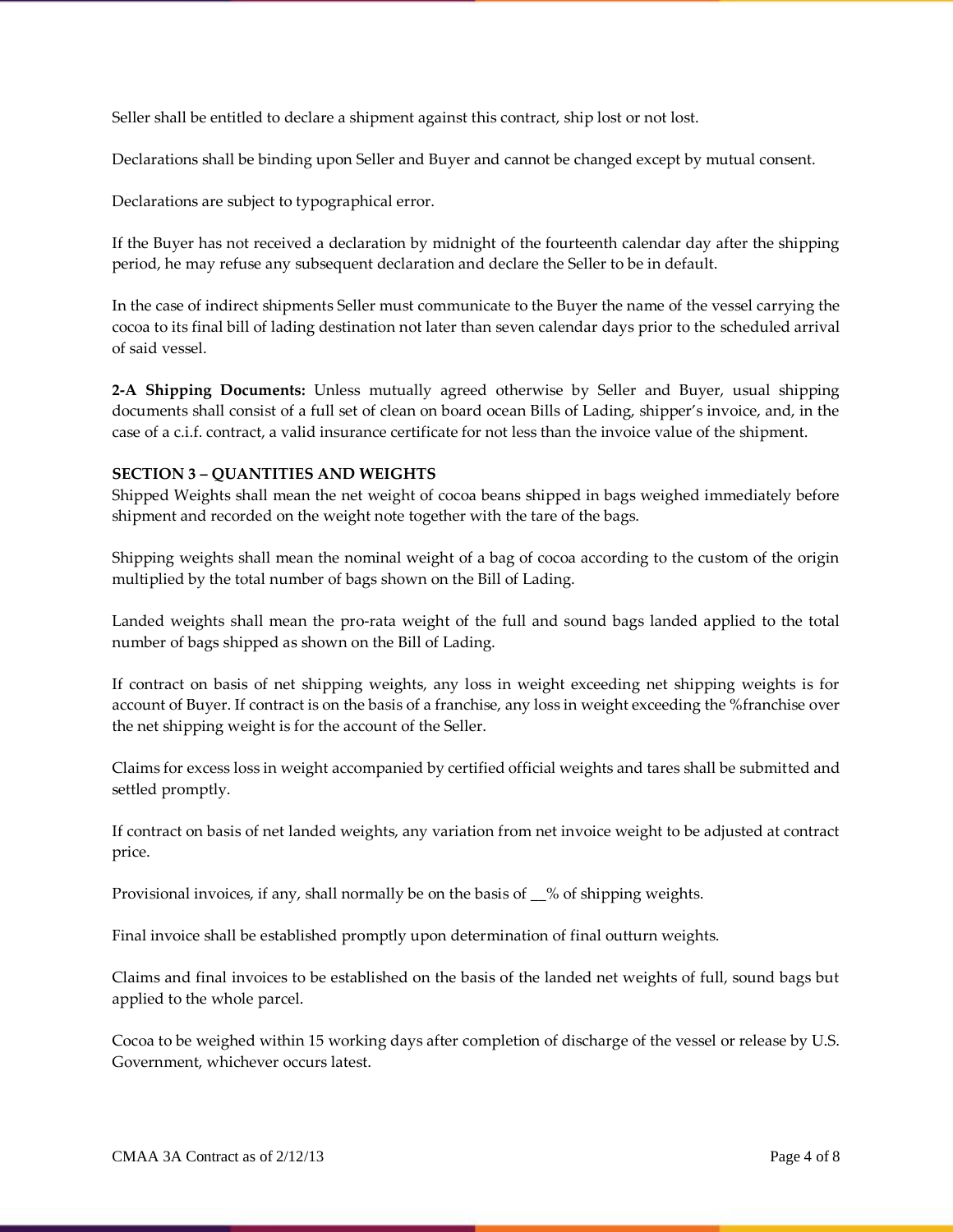Seller shall be entitled to declare a shipment against this contract, ship lost or not lost.

Declarations shall be binding upon Seller and Buyer and cannot be changed except by mutual consent.

Declarations are subject to typographical error.

If the Buyer has not received a declaration by midnight of the fourteenth calendar day after the shipping period, he may refuse any subsequent declaration and declare the Seller to be in default.

In the case of indirect shipments Seller must communicate to the Buyer the name of the vessel carrying the cocoa to its final bill of lading destination not later than seven calendar days prior to the scheduled arrival of said vessel.

**2-A Shipping Documents:** Unless mutually agreed otherwise by Seller and Buyer, usual shipping documents shall consist of a full set of clean on board ocean Bills of Lading, shipper's invoice, and, in the case of a c.i.f. contract, a valid insurance certificate for not less than the invoice value of the shipment.

**SECTION 3 – QUANTITIES AND WEIGHTS**

Shipped Weights shall mean the net weight of cocoa beans shipped in bags weighed immediately before shipment and recorded on the weight note together with the tare of the bags.

Shipping weights shall mean the nominal weight of a bag of cocoa according to the custom of the origin multiplied by the total number of bags shown on the Bill of Lading.

Landed weights shall mean the pro-rata weight of the full and sound bags landed applied to the total number of bags shipped as shown on the Bill of Lading.

If contract on basis of net shipping weights, any loss in weight exceeding net shipping weights is for account of Buyer. If contract is on the basis of a franchise, any loss in weight exceeding the %franchise over the net shipping weight is for the account of the Seller.

Claims for excess loss in weight accompanied by certified official weights and tares shall be submitted and settled promptly.

If contract on basis of net landed weights, any variation from net invoice weight to be adjusted at contract price.

Provisional invoices, if any, shall normally be on the basis of __% of shipping weights.

Final invoice shall be established promptly upon determination of final outturn weights.

Claims and final invoices to be established on the basis of the landed net weights of full, sound bags but applied to the whole parcel.

Cocoa to be weighed within 15 working days after completion of discharge of the vessel or release by U.S. Government, whichever occurs latest.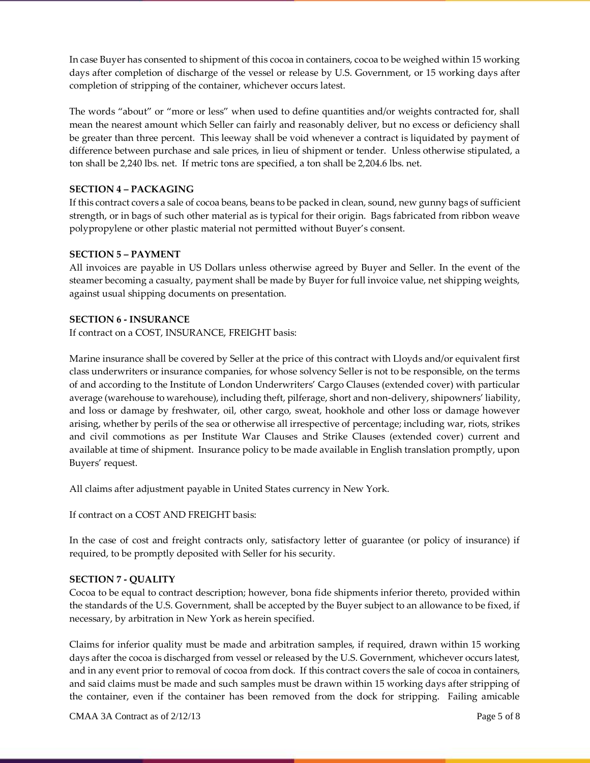In case Buyer has consented to shipment of this cocoa in containers, cocoa to be weighed within 15 working days after completion of discharge of the vessel or release by U.S. Government, or 15 working days after completion of stripping of the container, whichever occurs latest.

The words "about" or "more or less" when used to define quantities and/or weights contracted for, shall mean the nearest amount which Seller can fairly and reasonably deliver, but no excess or deficiency shall be greater than three percent. This leeway shall be void whenever a contract is liquidated by payment of difference between purchase and sale prices, in lieu of shipment or tender. Unless otherwise stipulated, a ton shall be 2,240 lbs. net. If metric tons are specified, a ton shall be 2,204.6 lbs. net.

**SECTION 4 – PACKAGING**

If this contract covers a sale of cocoa beans, beans to be packed in clean, sound, new gunny bags of sufficient strength, or in bags of such other material as is typical for their origin. Bags fabricated from ribbon weave polypropylene or other plastic material not permitted without Buyer's consent.

**SECTION 5 – PAYMENT**

All invoices are payable in US Dollars unless otherwise agreed by Buyer and Seller. In the event of the steamer becoming a casualty, payment shall be made by Buyer for full invoice value, net shipping weights, against usual shipping documents on presentation.

**SECTION 6 - INSURANCE**

If contract on a COST, INSURANCE, FREIGHT basis:

Marine insurance shall be covered by Seller at the price of this contract with Lloyds and/or equivalent first class underwriters or insurance companies, for whose solvency Seller is not to be responsible, on the terms of and according to the Institute of London Underwriters' Cargo Clauses (extended cover) with particular average (warehouse to warehouse), including theft, pilferage, short and non-delivery, shipowners' liability, and loss or damage by freshwater, oil, other cargo, sweat, hookhole and other loss or damage however arising, whether by perils of the sea or otherwise all irrespective of percentage; including war, riots, strikes and civil commotions as per Institute War Clauses and Strike Clauses (extended cover) current and available at time of shipment. Insurance policy to be made available in English translation promptly, upon Buyers' request.

All claims after adjustment payable in United States currency in New York.

If contract on a COST AND FREIGHT basis:

In the case of cost and freight contracts only, satisfactory letter of guarantee (or policy of insurance) if required, to be promptly deposited with Seller for his security.

**SECTION 7 - QUALITY**

Cocoa to be equal to contract description; however, bona fide shipments inferior thereto, provided within the standards of the U.S. Government, shall be accepted by the Buyer subject to an allowance to be fixed, if necessary, by arbitration in New York as herein specified.

Claims for inferior quality must be made and arbitration samples, if required, drawn within 15 working days after the cocoa is discharged from vessel or released by the U.S. Government, whichever occurs latest, and in any event prior to removal of cocoa from dock. If this contract covers the sale of cocoa in containers, and said claims must be made and such samples must be drawn within 15 working days after stripping of the container, even if the container has been removed from the dock for stripping. Failing amicable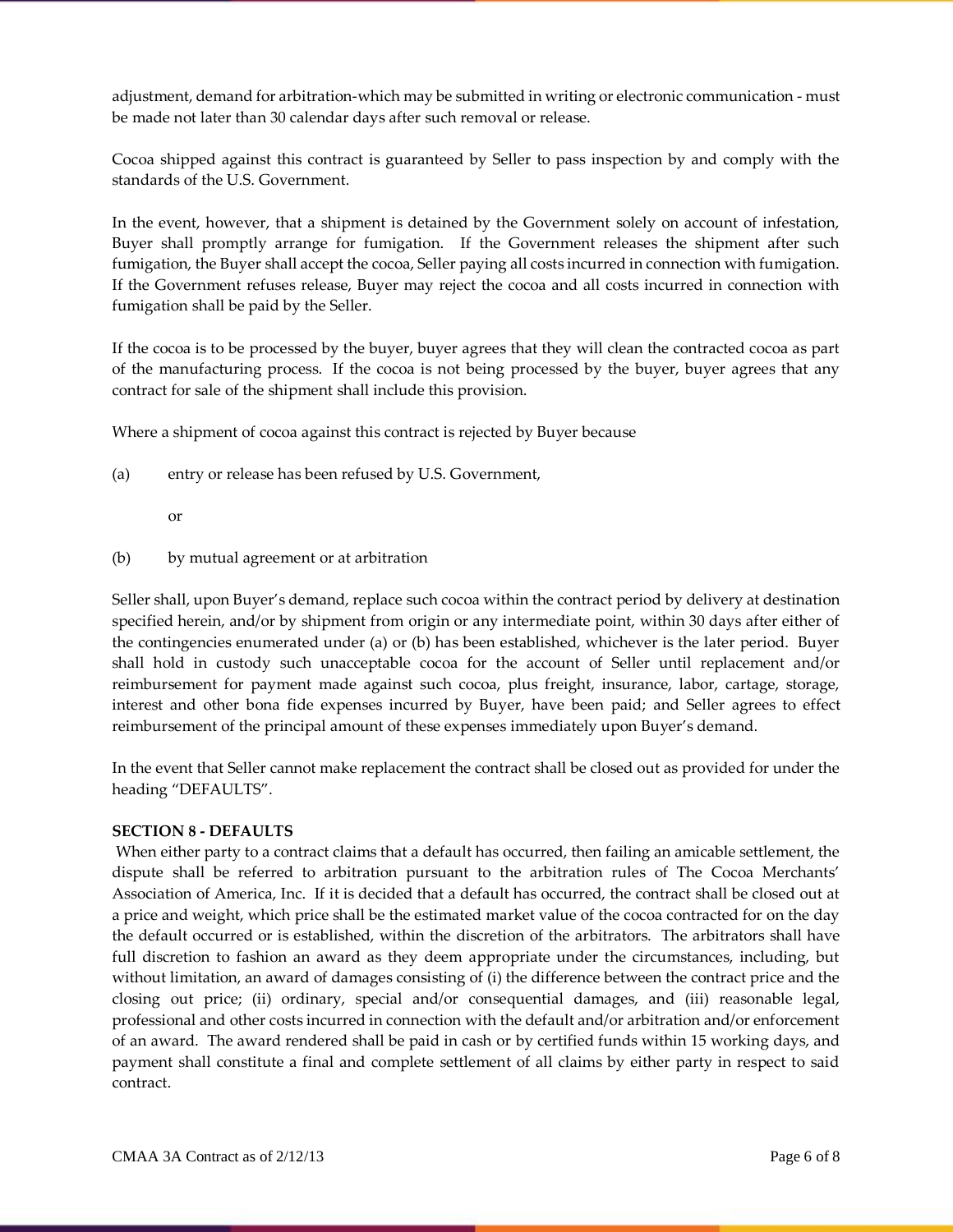adjustment, demand for arbitration-which may be submitted in writing or electronic communication - must be made not later than 30 calendar days after such removal or release.

Cocoa shipped against this contract is guaranteed by Seller to pass inspection by and comply with the standards of the U.S. Government.

In the event, however, that a shipment is detained by the Government solely on account of infestation, Buyer shall promptly arrange for fumigation. If the Government releases the shipment after such fumigation, the Buyer shall accept the cocoa, Seller paying all costs incurred in connection with fumigation. If the Government refuses release, Buyer may reject the cocoa and all costs incurred in connection with fumigation shall be paid by the Seller.

If the cocoa is to be processed by the buyer, buyer agrees that they will clean the contracted cocoa as part of the manufacturing process. If the cocoa is not being processed by the buyer, buyer agrees that any contract for sale of the shipment shall include this provision.

Where a shipment of cocoa against this contract is rejected by Buyer because

(a) entry or release has been refused by U.S. Government,

or

(b) by mutual agreement or at arbitration

Seller shall, upon Buyer's demand, replace such cocoa within the contract period by delivery at destination specified herein, and/or by shipment from origin or any intermediate point, within 30 days after either of the contingencies enumerated under (a) or (b) has been established, whichever is the later period. Buyer shall hold in custody such unacceptable cocoa for the account of Seller until replacement and/or reimbursement for payment made against such cocoa, plus freight, insurance, labor, cartage, storage, interest and other bona fide expenses incurred by Buyer, have been paid; and Seller agrees to effect reimbursement of the principal amount of these expenses immediately upon Buyer's demand.

In the event that Seller cannot make replacement the contract shall be closed out as provided for under the heading "DEFAULTS".

**SECTION 8 - DEFAULTS**

When either party to a contract claims that a default has occurred, then failing an amicable settlement, the dispute shall be referred to arbitration pursuant to the arbitration rules of The Cocoa Merchants' Association of America, Inc. If it is decided that a default has occurred, the contract shall be closed out at a price and weight, which price shall be the estimated market value of the cocoa contracted for on the day the default occurred or is established, within the discretion of the arbitrators. The arbitrators shall have full discretion to fashion an award as they deem appropriate under the circumstances, including, but without limitation, an award of damages consisting of (i) the difference between the contract price and the closing out price; (ii) ordinary, special and/or consequential damages, and (iii) reasonable legal, professional and other costs incurred in connection with the default and/or arbitration and/or enforcement of an award. The award rendered shall be paid in cash or by certified funds within 15 working days, and payment shall constitute a final and complete settlement of all claims by either party in respect to said contract.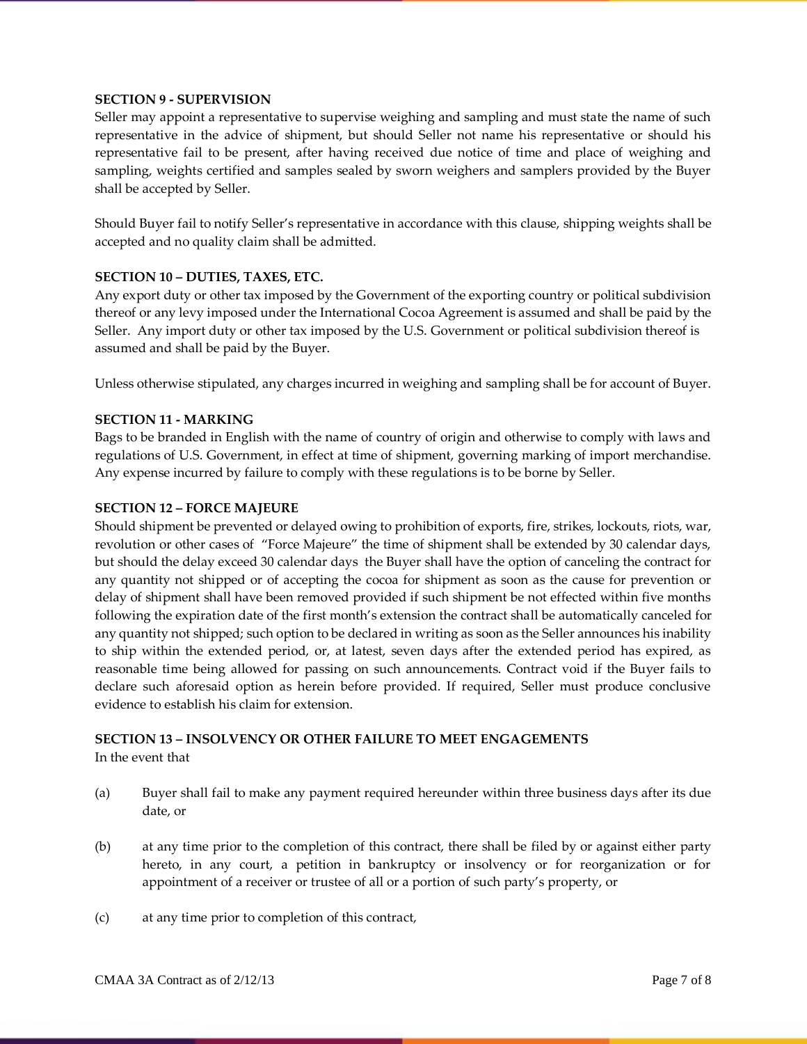**SECTION 9 - SUPERVISION**

Seller may appoint a representative to supervise weighing and sampling and must state the name of such representative in the advice of shipment, but should Seller not name his representative or should his representative fail to be present, after having received due notice of time and place of weighing and sampling, weights certified and samples sealed by sworn weighers and samplers provided by the Buyer shall be accepted by Seller.

Should Buyer fail to notify Seller's representative in accordance with this clause, shipping weights shall be accepted and no quality claim shall be admitted.

**SECTION 10 – DUTIES, TAXES, ETC.**

Any export duty or other tax imposed by the Government of the exporting country or political subdivision thereof or any levy imposed under the International Cocoa Agreement is assumed and shall be paid by the Seller. Any import duty or other tax imposed by the U.S. Government or political subdivision thereof is assumed and shall be paid by the Buyer.

Unless otherwise stipulated, any charges incurred in weighing and sampling shall be for account of Buyer.

**SECTION 11 - MARKING**

Bags to be branded in English with the name of country of origin and otherwise to comply with laws and regulations of U.S. Government, in effect at time of shipment, governing marking of import merchandise. Any expense incurred by failure to comply with these regulations is to be borne by Seller.

**SECTION 12 – FORCE MAJEURE**

Should shipment be prevented or delayed owing to prohibition of exports, fire, strikes, lockouts, riots, war, revolution or other cases of "Force Majeure" the time of shipment shall be extended by 30 calendar days, but should the delay exceed 30 calendar days the Buyer shall have the option of canceling the contract for any quantity not shipped or of accepting the cocoa for shipment as soon as the cause for prevention or delay of shipment shall have been removed provided if such shipment be not effected within five months following the expiration date of the first month's extension the contract shall be automatically canceled for any quantity not shipped; such option to be declared in writing as soon as the Seller announces his inability to ship within the extended period, or, at latest, seven days after the extended period has expired, as reasonable time being allowed for passing on such announcements. Contract void if the Buyer fails to declare such aforesaid option as herein before provided. If required, Seller must produce conclusive evidence to establish his claim for extension.

**SECTION 13 – INSOLVENCY OR OTHER FAILURE TO MEET ENGAGEMENTS**

In the event that

(a) Buyer shall fail to make any payment required hereunder within three business days after its due date, or

(b) at any time prior to the completion of this contract, there shall be filed by or against either party hereto, in any court, a petition in bankruptcy or insolvency or for reorganization or for appointment of a receiver or trustee of all or a portion of such party's property, or

(c) at any time prior to completion of this contract,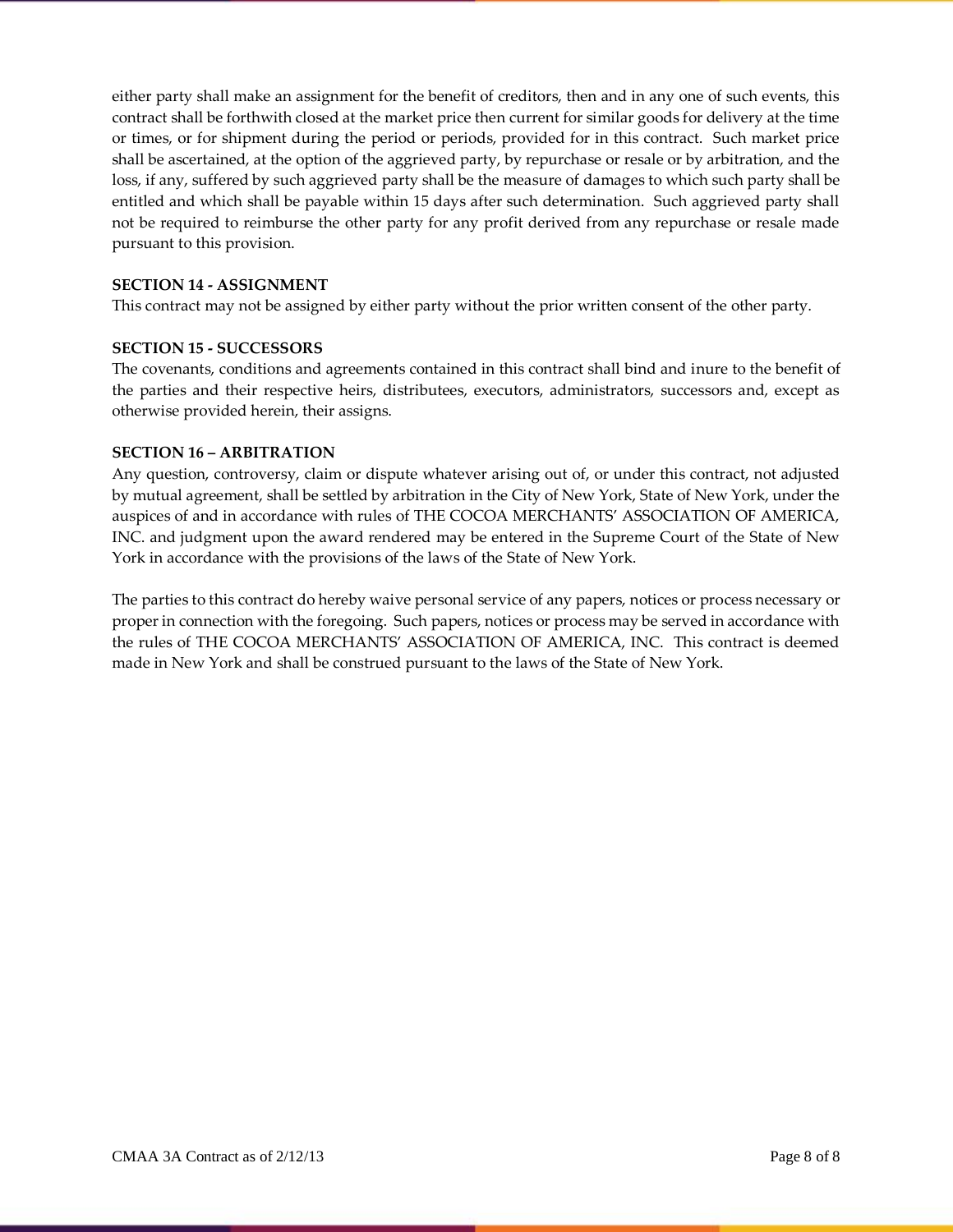either party shall make an assignment for the benefit of creditors, then and in any one of such events, this contract shall be forthwith closed at the market price then current for similar goods for delivery at the time or times, or for shipment during the period or periods, provided for in this contract. Such market price shall be ascertained, at the option of the aggrieved party, by repurchase or resale or by arbitration, and the loss, if any, suffered by such aggrieved party shall be the measure of damages to which such party shall be entitled and which shall be payable within 15 days after such determination. Such aggrieved party shall not be required to reimburse the other party for any profit derived from any repurchase or resale made pursuant to this provision.

**SECTION 14 - ASSIGNMENT**

This contract may not be assigned by either party without the prior written consent of the other party.

**SECTION 15 - SUCCESSORS**

The covenants, conditions and agreements contained in this contract shall bind and inure to the benefit of the parties and their respective heirs, distributees, executors, administrators, successors and, except as otherwise provided herein, their assigns.

**SECTION 16 – ARBITRATION**

Any question, controversy, claim or dispute whatever arising out of, or under this contract, not adjusted by mutual agreement, shall be settled by arbitration in the City of New York, State of New York, under the auspices of and in accordance with rules of THE COCOA MERCHANTS' ASSOCIATION OF AMERICA, INC. and judgment upon the award rendered may be entered in the Supreme Court of the State of New York in accordance with the provisions of the laws of the State of New York.

The parties to this contract do hereby waive personal service of any papers, notices or process necessary or proper in connection with the foregoing. Such papers, notices or process may be served in accordance with the rules of THE COCOA MERCHANTS' ASSOCIATION OF AMERICA, INC. This contract is deemed made in New York and shall be construed pursuant to the laws of the State of New York.